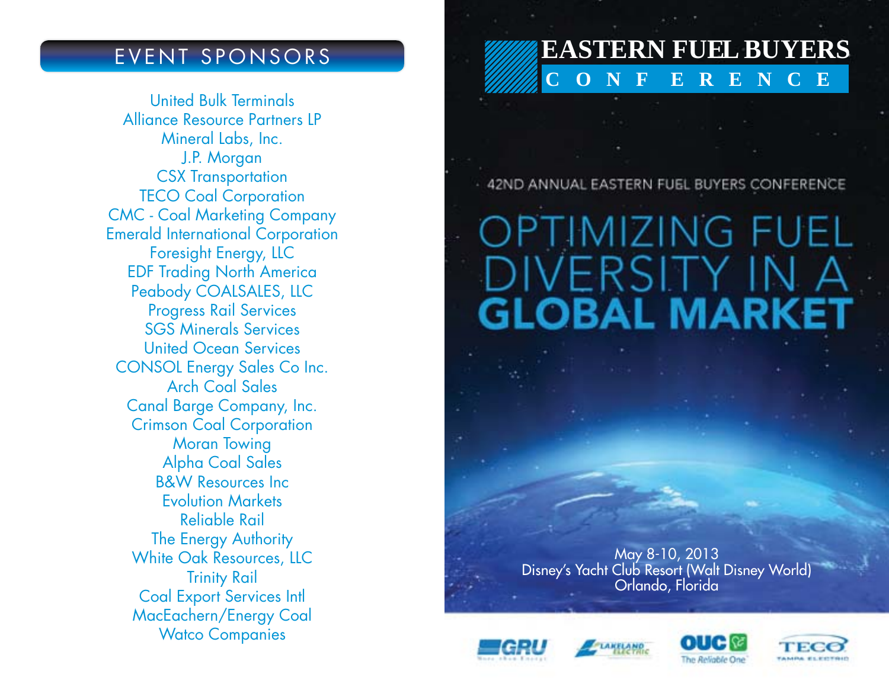## EVENT SPONSORS

United Bulk Terminals
Alliance Resource Partners LP
Mineral Labs, Inc.
J.P. Morgan
CSX Transportation
TECO Coal Corporation
CMC - Coal Marketing Company
Emerald International Corporation
Foresight Energy, LLC
EDF Trading North America
Peabody COALSALES, LLC
Progress Rail Services
SGS Minerals Services
United Ocean Services
CONSOL Energy Sales Co Inc.
Arch Coal Sales
Canal Barge Company, Inc.
Crimson Coal Corporation
Moran Towing
Alpha Coal Sales
B&W Resources Inc
Evolution Markets
Reliable Rail
The Energy Authority
White Oak Resources, LLC
Trinity Rail
Coal Export Services Intl
MacEachern/Energy Coal
Watco Companies

# EASTERN FUEL BUYERS CONFERENCE

42ND ANNUAL EASTERN FUEL BUYERS CONFERENCE

# OPTIMIZING FUEL DIVERSITY IN A GLOBAL MARKET

May 8-10, 2013
Disney's Yacht Club Resort (Walt Disney World)
Orlando, Florida

GRU — Lakeland Electric — OUC The Reliable One — TECO Tampa Electric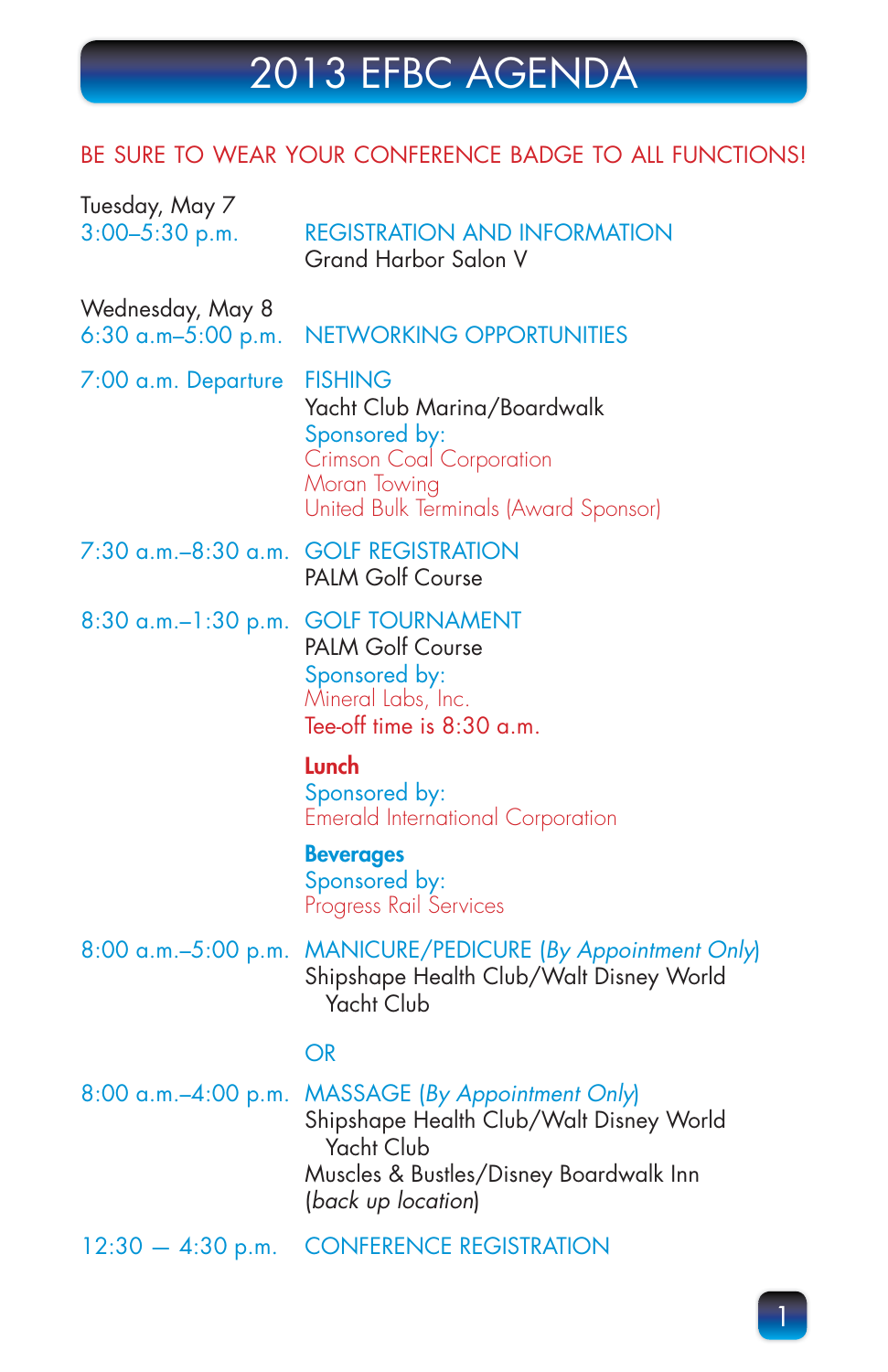# 2013 EFBC AGENDA

BE SURE TO WEAR YOUR CONFERENCE BADGE TO ALL FUNCTIONS!

**Tuesday, May 7**

3:00–5:30 p.m. — REGISTRATION AND INFORMATION
Grand Harbor Salon V

**Wednesday, May 8**

6:30 a.m–5:00 p.m. — NETWORKING OPPORTUNITIES

7:00 a.m. Departure — FISHING
Yacht Club Marina/Boardwalk
Sponsored by:
Crimson Coal Corporation
Moran Towing
United Bulk Terminals (Award Sponsor)

7:30 a.m.–8:30 a.m. — GOLF REGISTRATION
PALM Golf Course

8:30 a.m.–1:30 p.m. — GOLF TOURNAMENT
PALM Golf Course
Sponsored by:
Mineral Labs, Inc.
Tee-off time is 8:30 a.m.

**Lunch**
Sponsored by:
Emerald International Corporation

**Beverages**
Sponsored by:
Progress Rail Services

8:00 a.m.–5:00 p.m. — MANICURE/PEDICURE (*By Appointment Only*)
Shipshape Health Club/Walt Disney World Yacht Club

OR

8:00 a.m.–4:00 p.m. — MASSAGE (*By Appointment Only*)
Shipshape Health Club/Walt Disney World Yacht Club
Muscles & Bustles/Disney Boardwalk Inn
(*back up location*)

12:30 — 4:30 p.m. — CONFERENCE REGISTRATION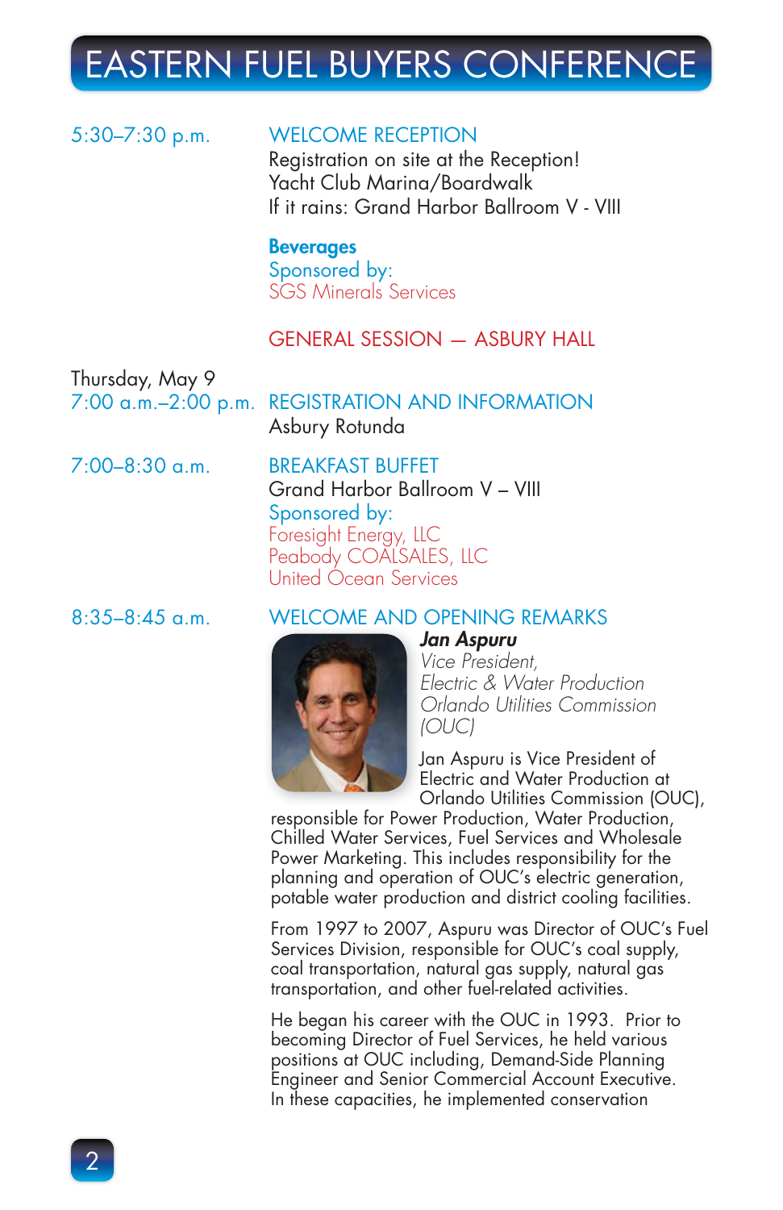# EASTERN FUEL BUYERS CONFERENCE

5:30–7:30 p.m. **WELCOME RECEPTION**

Registration on site at the Reception!
Yacht Club Marina/Boardwalk
If it rains: Grand Harbor Ballroom V - VIII

**Beverages**
Sponsored by:
SGS Minerals Services

## GENERAL SESSION — ASBURY HALL

Thursday, May 9

7:00 a.m.–2:00 p.m. **REGISTRATION AND INFORMATION**

Asbury Rotunda

7:00–8:30 a.m. **BREAKFAST BUFFET**

Grand Harbor Ballroom V – VIII
Sponsored by:
Foresight Energy, LLC
Peabody COALSALES, LLC
United Ocean Services

8:35–8:45 a.m. **WELCOME AND OPENING REMARKS**

***Jan Aspuru***
*Vice President,*
*Electric & Water Production*
*Orlando Utilities Commission*
*(OUC)*

Jan Aspuru is Vice President of Electric and Water Production at Orlando Utilities Commission (OUC), responsible for Power Production, Water Production, Chilled Water Services, Fuel Services and Wholesale Power Marketing. This includes responsibility for the planning and operation of OUC's electric generation, potable water production and district cooling facilities.

From 1997 to 2007, Aspuru was Director of OUC's Fuel Services Division, responsible for OUC's coal supply, coal transportation, natural gas supply, natural gas transportation, and other fuel-related activities.

He began his career with the OUC in 1993. Prior to becoming Director of Fuel Services, he held various positions at OUC including, Demand-Side Planning Engineer and Senior Commercial Account Executive. In these capacities, he implemented conservation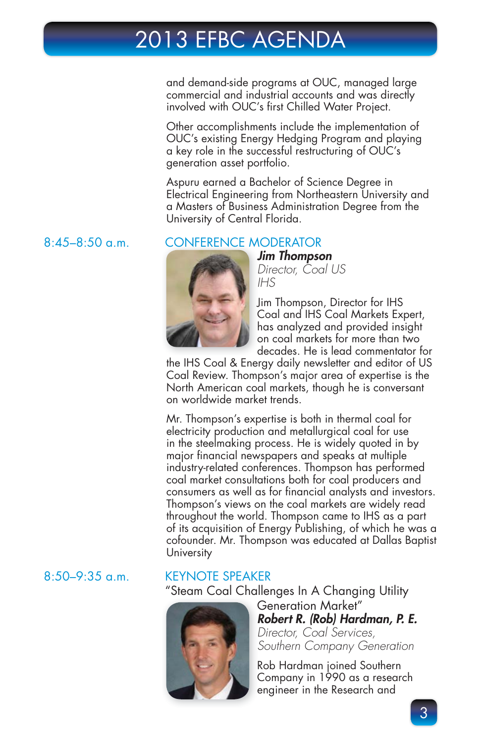and demand-side programs at OUC, managed large commercial and industrial accounts and was directly involved with OUC's first Chilled Water Project.

Other accomplishments include the implementation of OUC's existing Energy Hedging Program and playing a key role in the successful restructuring of OUC's generation asset portfolio.

Aspuru earned a Bachelor of Science Degree in Electrical Engineering from Northeastern University and a Masters of Business Administration Degree from the University of Central Florida.

8:45–8:50 a.m.

## CONFERENCE MODERATOR

***Jim Thompson***
*Director, Coal US*
*IHS*

Jim Thompson, Director for IHS Coal and IHS Coal Markets Expert, has analyzed and provided insight on coal markets for more than two decades. He is lead commentator for the IHS Coal & Energy daily newsletter and editor of US Coal Review. Thompson's major area of expertise is the North American coal markets, though he is conversant on worldwide market trends.

Mr. Thompson's expertise is both in thermal coal for electricity production and metallurgical coal for use in the steelmaking process. He is widely quoted in by major financial newspapers and speaks at multiple industry-related conferences. Thompson has performed coal market consultations both for coal producers and consumers as well as for financial analysts and investors. Thompson's views on the coal markets are widely read throughout the world. Thompson came to IHS as a part of its acquisition of Energy Publishing, of which he was a cofounder. Mr. Thompson was educated at Dallas Baptist University

8:50–9:35 a.m.

## KEYNOTE SPEAKER

"Steam Coal Challenges In A Changing Utility Generation Market"

***Robert R. (Rob) Hardman, P. E.***
*Director, Coal Services,*
*Southern Company Generation*

Rob Hardman joined Southern Company in 1990 as a research engineer in the Research and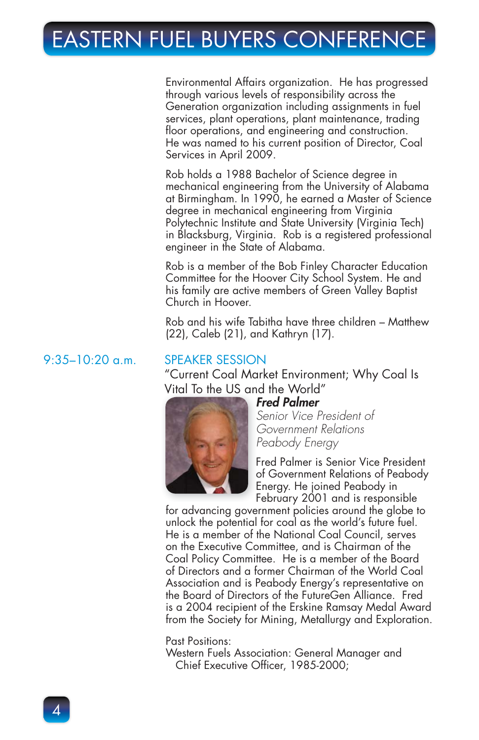Environmental Affairs organization. He has progressed through various levels of responsibility across the Generation organization including assignments in fuel services, plant operations, plant maintenance, trading floor operations, and engineering and construction. He was named to his current position of Director, Coal Services in April 2009.

Rob holds a 1988 Bachelor of Science degree in mechanical engineering from the University of Alabama at Birmingham. In 1990, he earned a Master of Science degree in mechanical engineering from Virginia Polytechnic Institute and State University (Virginia Tech) in Blacksburg, Virginia. Rob is a registered professional engineer in the State of Alabama.

Rob is a member of the Bob Finley Character Education Committee for the Hoover City School System. He and his family are active members of Green Valley Baptist Church in Hoover.

Rob and his wife Tabitha have three children – Matthew (22), Caleb (21), and Kathryn (17).

## 9:35–10:20 a.m. SPEAKER SESSION

"Current Coal Market Environment; Why Coal Is Vital To the US and the World"

***Fred Palmer***
*Senior Vice President of Government Relations*
*Peabody Energy*

Fred Palmer is Senior Vice President of Government Relations of Peabody Energy. He joined Peabody in February 2001 and is responsible for advancing government policies around the globe to unlock the potential for coal as the world's future fuel. He is a member of the National Coal Council, serves on the Executive Committee, and is Chairman of the Coal Policy Committee. He is a member of the Board of Directors and a former Chairman of the World Coal Association and is Peabody Energy's representative on the Board of Directors of the FutureGen Alliance. Fred is a 2004 recipient of the Erskine Ramsay Medal Award from the Society for Mining, Metallurgy and Exploration.

Past Positions:
Western Fuels Association: General Manager and Chief Executive Officer, 1985-2000;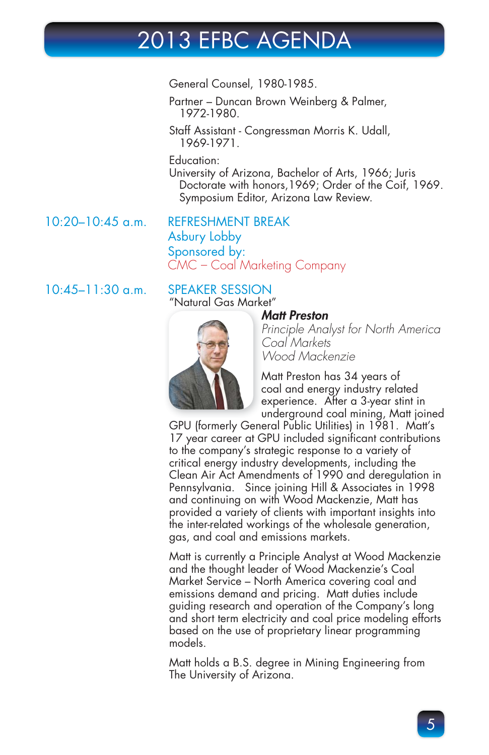General Counsel, 1980-1985.

Partner – Duncan Brown Weinberg & Palmer, 1972-1980.

Staff Assistant - Congressman Morris K. Udall, 1969-1971.

Education:
University of Arizona, Bachelor of Arts, 1966; Juris Doctorate with honors,1969; Order of the Coif, 1969. Symposium Editor, Arizona Law Review.

**10:20–10:45 a.m.** REFRESHMENT BREAK
Asbury Lobby
Sponsored by:
CMC – Coal Marketing Company

**10:45–11:30 a.m.** SPEAKER SESSION
"Natural Gas Market"

***Matt Preston***
*Principle Analyst for North America Coal Markets*
*Wood Mackenzie*

Matt Preston has 34 years of coal and energy industry related experience. After a 3-year stint in underground coal mining, Matt joined GPU (formerly General Public Utilities) in 1981. Matt's 17 year career at GPU included significant contributions to the company's strategic response to a variety of critical energy industry developments, including the Clean Air Act Amendments of 1990 and deregulation in Pennsylvania. Since joining Hill & Associates in 1998 and continuing on with Wood Mackenzie, Matt has provided a variety of clients with important insights into the inter-related workings of the wholesale generation, gas, and coal and emissions markets.

Matt is currently a Principle Analyst at Wood Mackenzie and the thought leader of Wood Mackenzie's Coal Market Service – North America covering coal and emissions demand and pricing. Matt duties include guiding research and operation of the Company's long and short term electricity and coal price modeling efforts based on the use of proprietary linear programming models.

Matt holds a B.S. degree in Mining Engineering from The University of Arizona.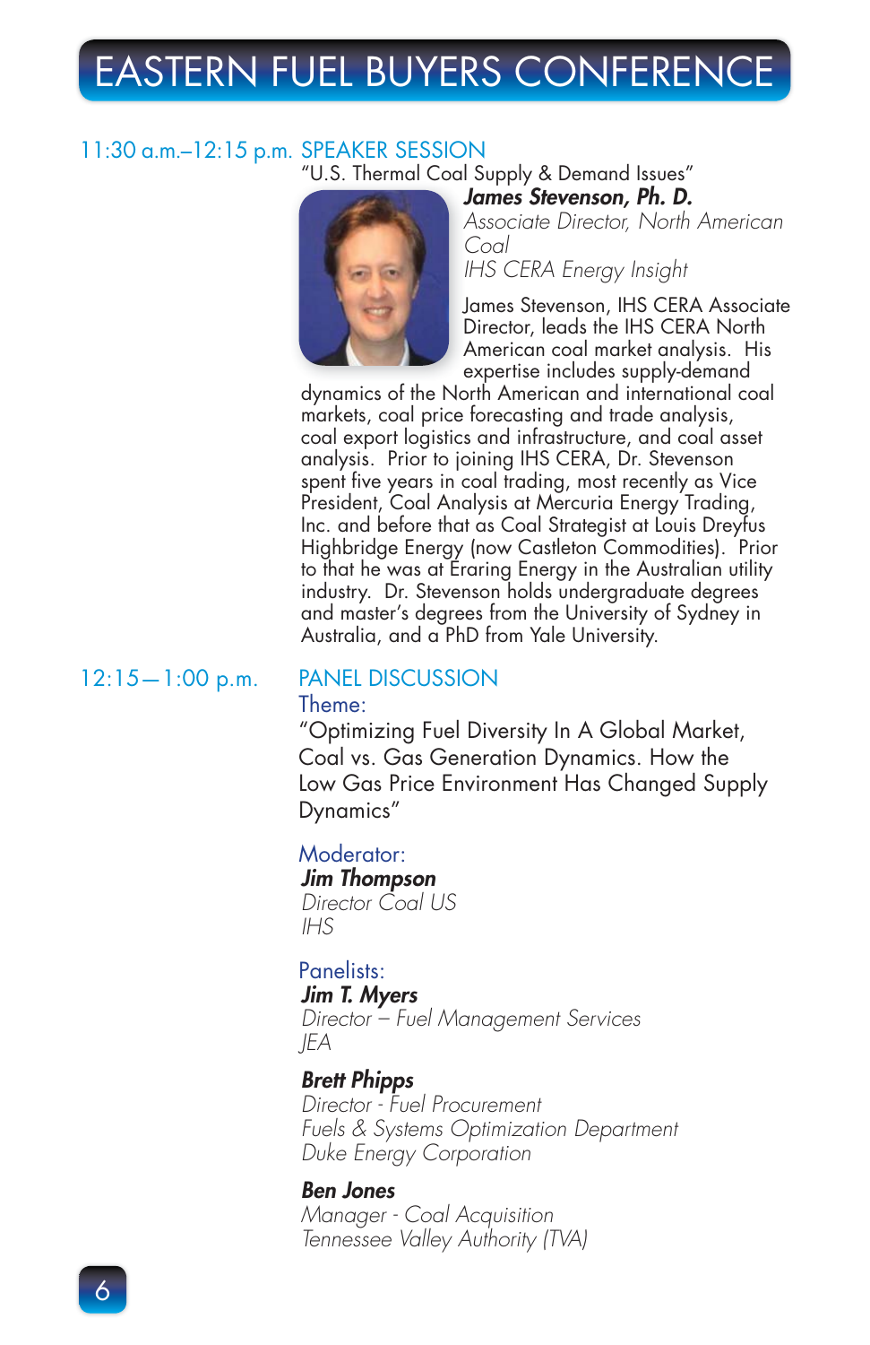# EASTERN FUEL BUYERS CONFERENCE

## 11:30 a.m.–12:15 p.m. SPEAKER SESSION

"U.S. Thermal Coal Supply & Demand Issues"

***James Stevenson, Ph. D.***
*Associate Director, North American Coal*
*IHS CERA Energy Insight*

James Stevenson, IHS CERA Associate Director, leads the IHS CERA North American coal market analysis. His expertise includes supply-demand dynamics of the North American and international coal markets, coal price forecasting and trade analysis, coal export logistics and infrastructure, and coal asset analysis. Prior to joining IHS CERA, Dr. Stevenson spent five years in coal trading, most recently as Vice President, Coal Analysis at Mercuria Energy Trading, Inc. and before that as Coal Strategist at Louis Dreyfus Highbridge Energy (now Castleton Commodities). Prior to that he was at Eraring Energy in the Australian utility industry. Dr. Stevenson holds undergraduate degrees and master's degrees from the University of Sydney in Australia, and a PhD from Yale University.

## 12:15—1:00 p.m. PANEL DISCUSSION

Theme:

"Optimizing Fuel Diversity In A Global Market, Coal vs. Gas Generation Dynamics. How the Low Gas Price Environment Has Changed Supply Dynamics"

Moderator:

***Jim Thompson***
*Director Coal US*
*IHS*

Panelists:

***Jim T. Myers***
*Director – Fuel Management Services*
*JEA*

***Brett Phipps***
*Director - Fuel Procurement*
*Fuels & Systems Optimization Department*
*Duke Energy Corporation*

***Ben Jones***
*Manager - Coal Acquisition*
*Tennessee Valley Authority (TVA)*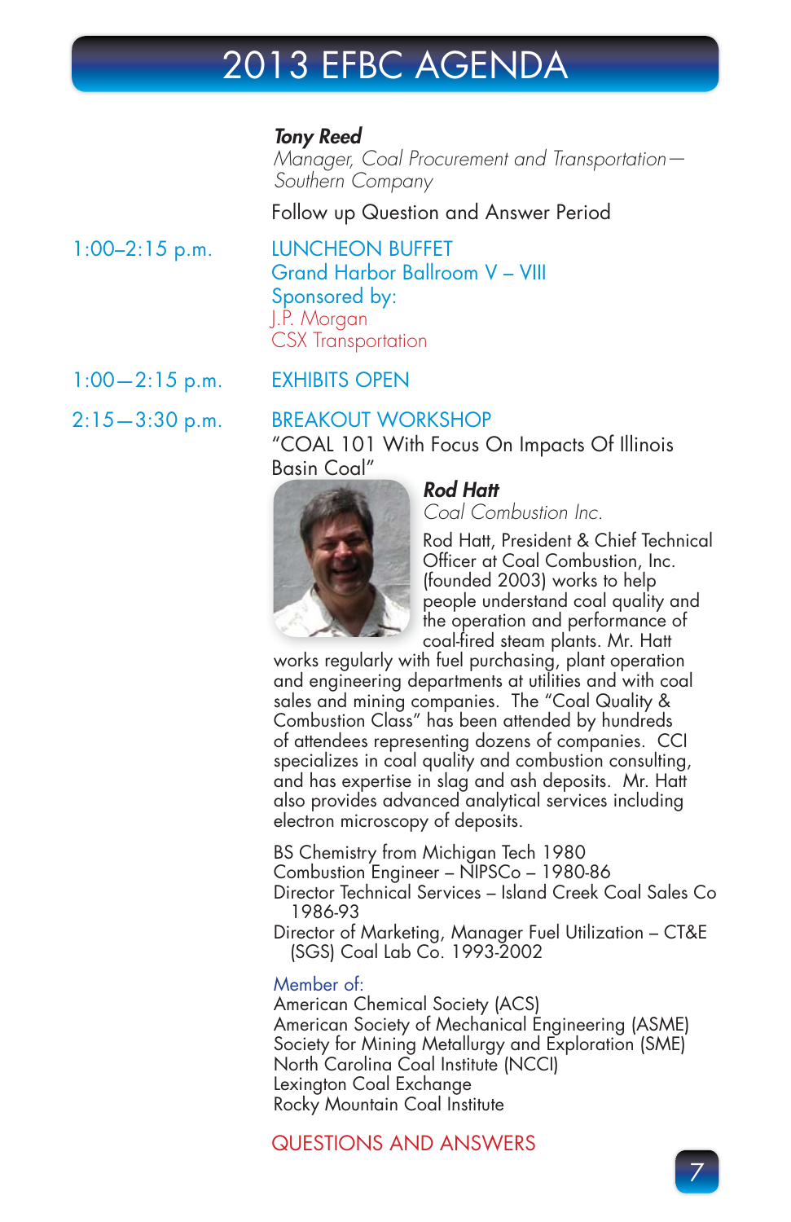# 2013 EFBC AGENDA

***Tony Reed***
*Manager, Coal Procurement and Transportation— Southern Company*

Follow up Question and Answer Period

**1:00–2:15 p.m.** LUNCHEON BUFFET
Grand Harbor Ballroom V – VIII
Sponsored by:
J.P. Morgan
CSX Transportation

**1:00—2:15 p.m.** EXHIBITS OPEN

**2:15—3:30 p.m.** BREAKOUT WORKSHOP
"COAL 101 With Focus On Impacts Of Illinois Basin Coal"

***Rod Hatt***
*Coal Combustion Inc.*

Rod Hatt, President & Chief Technical Officer at Coal Combustion, Inc. (founded 2003) works to help people understand coal quality and the operation and performance of coal-fired steam plants. Mr. Hatt works regularly with fuel purchasing, plant operation and engineering departments at utilities and with coal sales and mining companies. The "Coal Quality & Combustion Class" has been attended by hundreds of attendees representing dozens of companies. CCI specializes in coal quality and combustion consulting, and has expertise in slag and ash deposits. Mr. Hatt also provides advanced analytical services including electron microscopy of deposits.

BS Chemistry from Michigan Tech 1980
Combustion Engineer – NIPSCo – 1980-86
Director Technical Services – Island Creek Coal Sales Co 1986-93
Director of Marketing, Manager Fuel Utilization – CT&E (SGS) Coal Lab Co. 1993-2002

Member of:
American Chemical Society (ACS)
American Society of Mechanical Engineering (ASME)
Society for Mining Metallurgy and Exploration (SME)
North Carolina Coal Institute (NCCI)
Lexington Coal Exchange
Rocky Mountain Coal Institute

QUESTIONS AND ANSWERS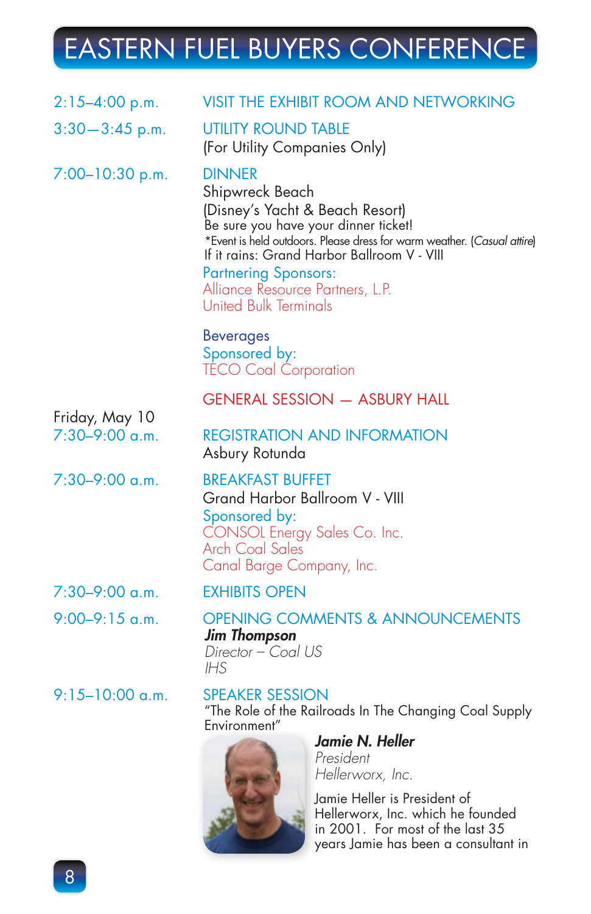# EASTERN FUEL BUYERS CONFERENCE

2:15–4:00 p.m. **VISIT THE EXHIBIT ROOM AND NETWORKING**

3:30—3:45 p.m. **UTILITY ROUND TABLE**
(For Utility Companies Only)

7:00–10:30 p.m. **DINNER**
Shipwreck Beach
(Disney's Yacht & Beach Resort)
Be sure you have your dinner ticket!
*Event is held outdoors. Please dress for warm weather. (*Casual attire*)
If it rains: Grand Harbor Ballroom V - VIII

Partnering Sponsors:
Alliance Resource Partners, L.P.
United Bulk Terminals

Beverages
Sponsored by:
TECO Coal Corporation

## GENERAL SESSION — ASBURY HALL

Friday, May 10

7:30–9:00 a.m. **REGISTRATION AND INFORMATION**
Asbury Rotunda

7:30–9:00 a.m. **BREAKFAST BUFFET**
Grand Harbor Ballroom V - VIII
Sponsored by:
CONSOL Energy Sales Co. Inc.
Arch Coal Sales
Canal Barge Company, Inc.

7:30–9:00 a.m. **EXHIBITS OPEN**

9:00–9:15 a.m. **OPENING COMMENTS & ANNOUNCEMENTS**
***Jim Thompson***
*Director – Coal US*
*IHS*

9:15–10:00 a.m. **SPEAKER SESSION**
"The Role of the Railroads In The Changing Coal Supply Environment"

***Jamie N. Heller***
*President*
*Hellerworx, Inc.*

Jamie Heller is President of Hellerworx, Inc. which he founded in 2001. For most of the last 35 years Jamie has been a consultant in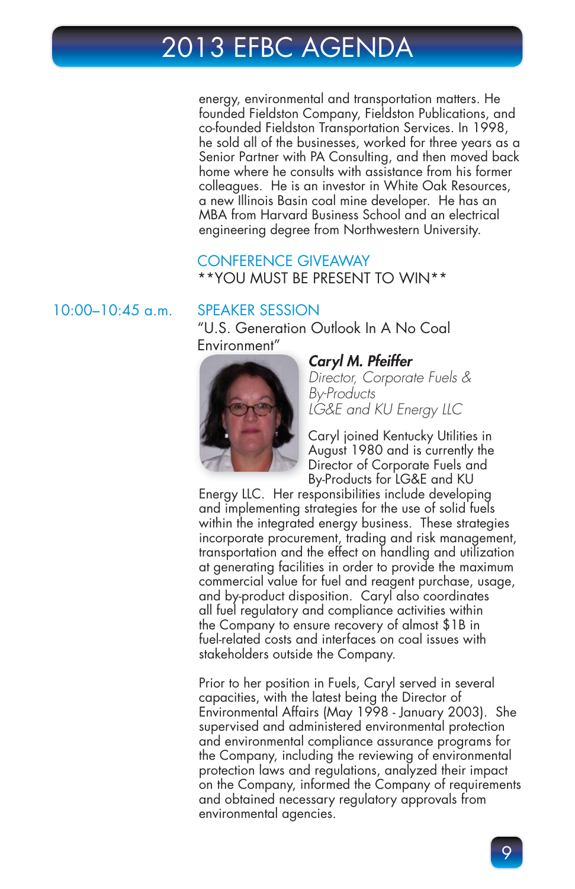energy, environmental and transportation matters. He founded Fieldston Company, Fieldston Publications, and co-founded Fieldston Transportation Services. In 1998, he sold all of the businesses, worked for three years as a Senior Partner with PA Consulting, and then moved back home where he consults with assistance from his former colleagues. He is an investor in White Oak Resources, a new Illinois Basin coal mine developer. He has an MBA from Harvard Business School and an electrical engineering degree from Northwestern University.

## CONFERENCE GIVEAWAY

**YOU MUST BE PRESENT TO WIN**

10:00–10:45 a.m.

## SPEAKER SESSION

"U.S. Generation Outlook In A No Coal Environment"

***Caryl M. Pfeiffer***
*Director, Corporate Fuels & By-Products*
*LG&E and KU Energy LLC*

Caryl joined Kentucky Utilities in August 1980 and is currently the Director of Corporate Fuels and By-Products for LG&E and KU Energy LLC. Her responsibilities include developing and implementing strategies for the use of solid fuels within the integrated energy business. These strategies incorporate procurement, trading and risk management, transportation and the effect on handling and utilization at generating facilities in order to provide the maximum commercial value for fuel and reagent purchase, usage, and by-product disposition. Caryl also coordinates all fuel regulatory and compliance activities within the Company to ensure recovery of almost $1B in fuel-related costs and interfaces on coal issues with stakeholders outside the Company.

Prior to her position in Fuels, Caryl served in several capacities, with the latest being the Director of Environmental Affairs (May 1998 - January 2003). She supervised and administered environmental protection and environmental compliance assurance programs for the Company, including the reviewing of environmental protection laws and regulations, analyzed their impact on the Company, informed the Company of requirements and obtained necessary regulatory approvals from environmental agencies.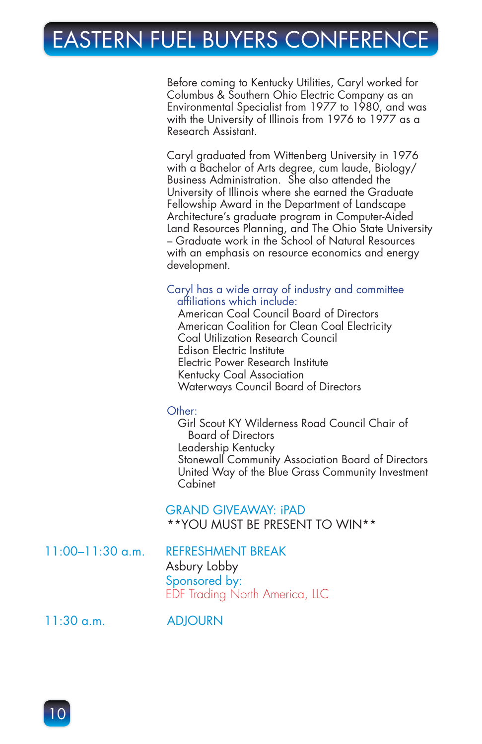Before coming to Kentucky Utilities, Caryl worked for Columbus & Southern Ohio Electric Company as an Environmental Specialist from 1977 to 1980, and was with the University of Illinois from 1976 to 1977 as a Research Assistant.

Caryl graduated from Wittenberg University in 1976 with a Bachelor of Arts degree, cum laude, Biology/Business Administration. She also attended the University of Illinois where she earned the Graduate Fellowship Award in the Department of Landscape Architecture's graduate program in Computer-Aided Land Resources Planning, and The Ohio State University – Graduate work in the School of Natural Resources with an emphasis on resource economics and energy development.

Caryl has a wide array of industry and committee affiliations which include:

- American Coal Council Board of Directors
- American Coalition for Clean Coal Electricity
- Coal Utilization Research Council
- Edison Electric Institute
- Electric Power Research Institute
- Kentucky Coal Association
- Waterways Council Board of Directors

Other:

- Girl Scout KY Wilderness Road Council Chair of Board of Directors
- Leadership Kentucky
- Stonewall Community Association Board of Directors
- United Way of the Blue Grass Community Investment Cabinet

GRAND GIVEAWAY: iPAD
**YOU MUST BE PRESENT TO WIN**

11:00–11:30 a.m. REFRESHMENT BREAK
Asbury Lobby
Sponsored by:
EDF Trading North America, LLC

11:30 a.m. ADJOURN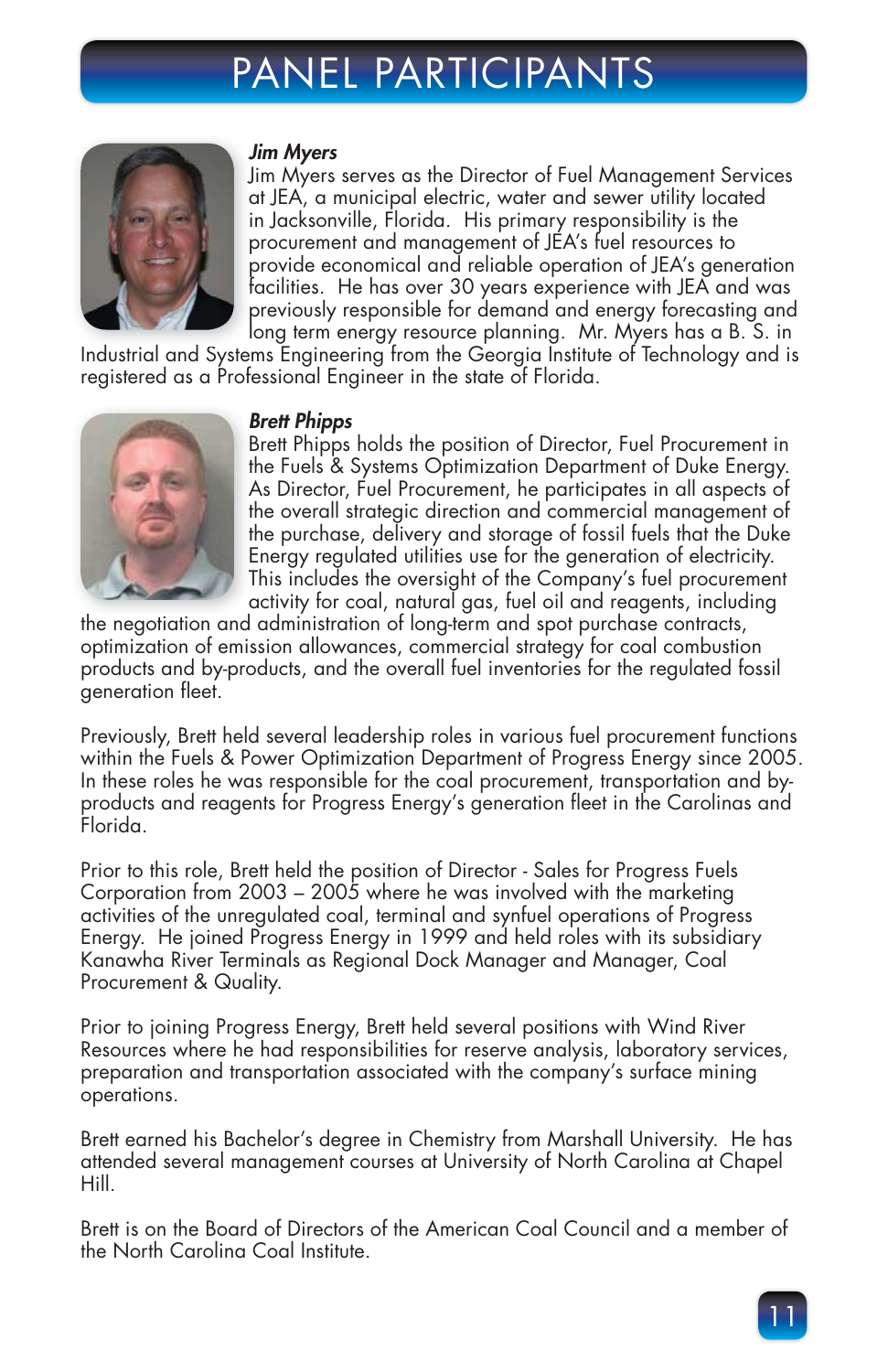# PANEL PARTICIPANTS

***Jim Myers***

Jim Myers serves as the Director of Fuel Management Services at JEA, a municipal electric, water and sewer utility located in Jacksonville, Florida. His primary responsibility is the procurement and management of JEA's fuel resources to provide economical and reliable operation of JEA's generation facilities. He has over 30 years experience with JEA and was previously responsible for demand and energy forecasting and long term energy resource planning. Mr. Myers has a B. S. in Industrial and Systems Engineering from the Georgia Institute of Technology and is registered as a Professional Engineer in the state of Florida.

***Brett Phipps***

Brett Phipps holds the position of Director, Fuel Procurement in the Fuels & Systems Optimization Department of Duke Energy. As Director, Fuel Procurement, he participates in all aspects of the overall strategic direction and commercial management of the purchase, delivery and storage of fossil fuels that the Duke Energy regulated utilities use for the generation of electricity. This includes the oversight of the Company's fuel procurement activity for coal, natural gas, fuel oil and reagents, including the negotiation and administration of long-term and spot purchase contracts, optimization of emission allowances, commercial strategy for coal combustion products and by-products, and the overall fuel inventories for the regulated fossil generation fleet.

Previously, Brett held several leadership roles in various fuel procurement functions within the Fuels & Power Optimization Department of Progress Energy since 2005. In these roles he was responsible for the coal procurement, transportation and by-products and reagents for Progress Energy's generation fleet in the Carolinas and Florida.

Prior to this role, Brett held the position of Director - Sales for Progress Fuels Corporation from 2003 – 2005 where he was involved with the marketing activities of the unregulated coal, terminal and synfuel operations of Progress Energy. He joined Progress Energy in 1999 and held roles with its subsidiary Kanawha River Terminals as Regional Dock Manager and Manager, Coal Procurement & Quality.

Prior to joining Progress Energy, Brett held several positions with Wind River Resources where he had responsibilities for reserve analysis, laboratory services, preparation and transportation associated with the company's surface mining operations.

Brett earned his Bachelor's degree in Chemistry from Marshall University. He has attended several management courses at University of North Carolina at Chapel Hill.

Brett is on the Board of Directors of the American Coal Council and a member of the North Carolina Coal Institute.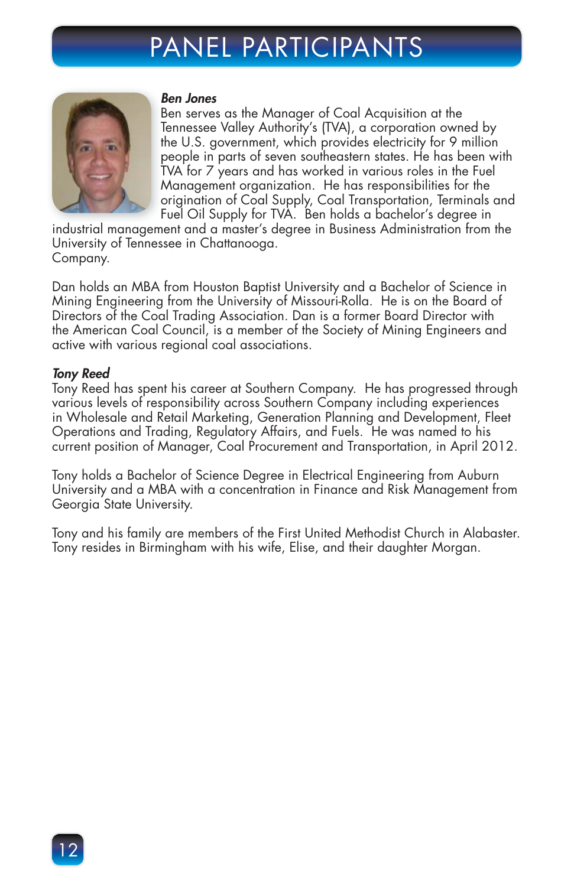# PANEL PARTICIPANTS

***Ben Jones***

Ben serves as the Manager of Coal Acquisition at the Tennessee Valley Authority's (TVA), a corporation owned by the U.S. government, which provides electricity for 9 million people in parts of seven southeastern states. He has been with TVA for 7 years and has worked in various roles in the Fuel Management organization. He has responsibilities for the origination of Coal Supply, Coal Transportation, Terminals and Fuel Oil Supply for TVA. Ben holds a bachelor's degree in industrial management and a master's degree in Business Administration from the University of Tennessee in Chattanooga.
Company.

Dan holds an MBA from Houston Baptist University and a Bachelor of Science in Mining Engineering from the University of Missouri-Rolla. He is on the Board of Directors of the Coal Trading Association. Dan is a former Board Director with the American Coal Council, is a member of the Society of Mining Engineers and active with various regional coal associations.

***Tony Reed***

Tony Reed has spent his career at Southern Company. He has progressed through various levels of responsibility across Southern Company including experiences in Wholesale and Retail Marketing, Generation Planning and Development, Fleet Operations and Trading, Regulatory Affairs, and Fuels. He was named to his current position of Manager, Coal Procurement and Transportation, in April 2012.

Tony holds a Bachelor of Science Degree in Electrical Engineering from Auburn University and a MBA with a concentration in Finance and Risk Management from Georgia State University.

Tony and his family are members of the First United Methodist Church in Alabaster. Tony resides in Birmingham with his wife, Elise, and their daughter Morgan.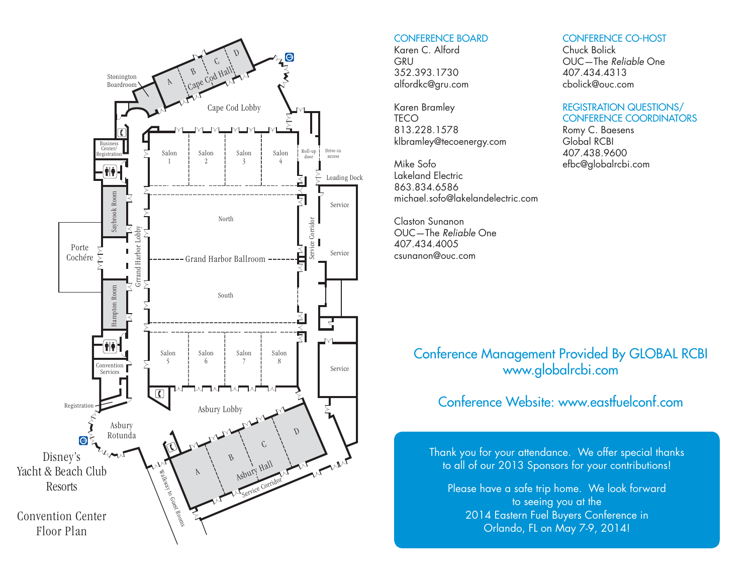Disney's Yacht & Beach Club Resorts

Convention Center Floor Plan

Stonington Boardroom

Cape Cod Hall
A
B
C
D

Cape Cod Lobby

Business Center/ Registration

Salon 1
Salon 2
Salon 3
Salon 4

Roll-up door

Drive-in access

Loading Dock

Saybrook Room

Grand Harbor Lobby

North

Grand Harbor Ballroom

South

Service Corridor

Service

Service

Porte Cochére

Hampton Room

Salon 5
Salon 6
Salon 7
Salon 8

Convention Services

Service

Registration

Asbury Rotunda

Asbury Lobby

Asbury Hall
A
B
C
D

Service Corridor

Walkway to Guest Rooms

CONFERENCE BOARD

Karen C. Alford
GRU
352.393.1730
alfordkc@gru.com

Karen Bramley
TECO
813.228.1578
klbramley@tecoenergy.com

Mike Sofo
Lakeland Electric
863.834.6586
michael.sofo@lakelandelectric.com

Claston Sunanon
OUC—The *Reliable* One
407.434.4005
csunanon@ouc.com

CONFERENCE CO-HOST

Chuck Bolick
OUC—The *Reliable* One
407.434.4313
cbolick@ouc.com

REGISTRATION QUESTIONS/ CONFERENCE COORDINATORS

Romy C. Baesens
Global RCBI
407.438.9600
efbc@globalrcbi.com

Conference Management Provided By GLOBAL RCBI
www.globalrcbi.com

Conference Website: www.eastfuelconf.com

Thank you for your attendance. We offer special thanks to all of our 2013 Sponsors for your contributions!

Please have a safe trip home. We look forward to seeing you at the 2014 Eastern Fuel Buyers Conference in Orlando, FL on May 7-9, 2014!